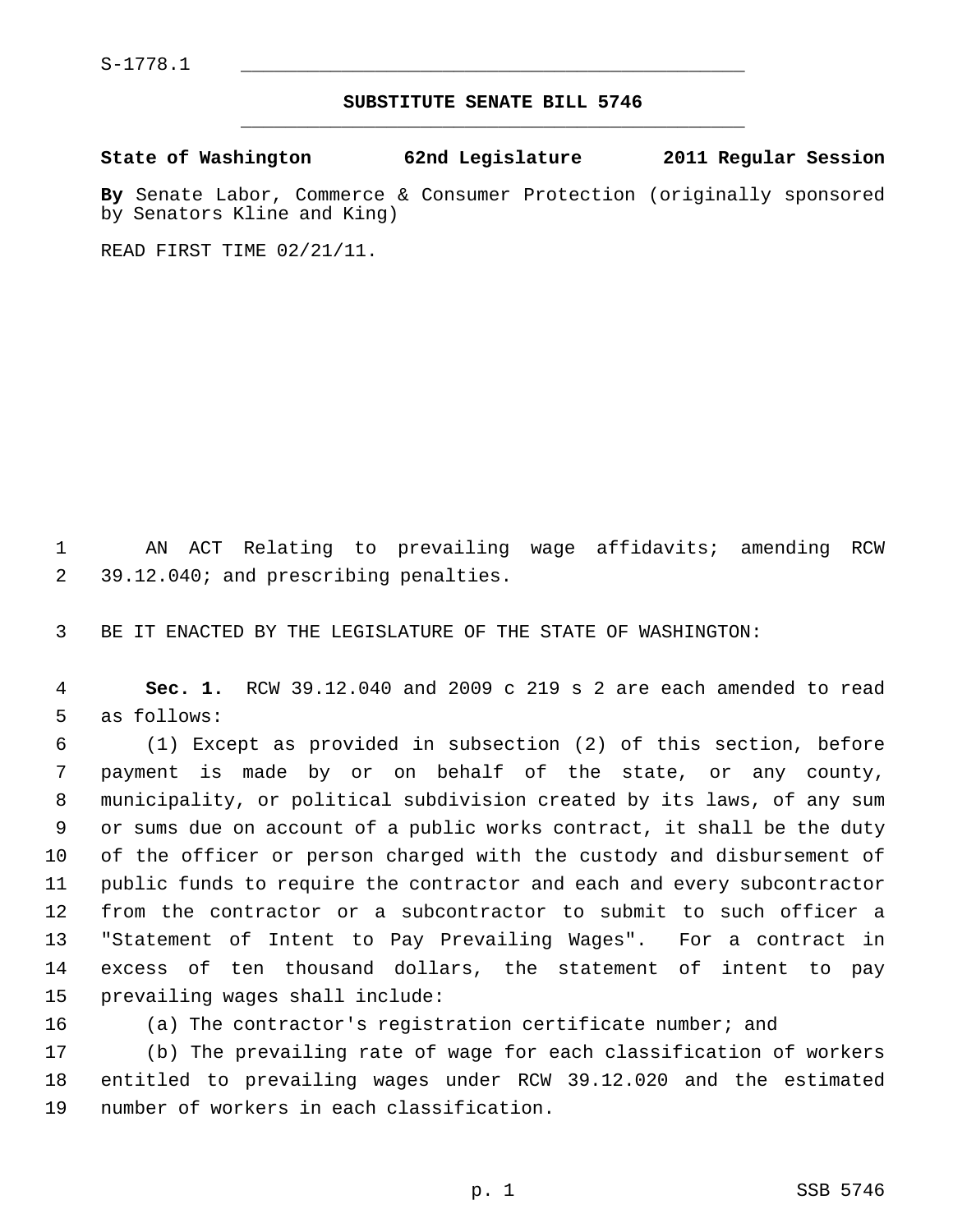S-1778.1

## SUBSTITUTE SENATE BILL 5746

**State of Washington 62nd Legislature 2011 Regular Session**

**By** Senate Labor, Commerce & Consumer Protection (originally sponsored by Senators Kline and King)

READ FIRST TIME 02/21/11.

AN ACT Relating to prevailing wage affidavits; amending RCW 39.12.040; and prescribing penalties.

BE IT ENACTED BY THE LEGISLATURE OF THE STATE OF WASHINGTON:

**Sec. 1.** RCW 39.12.040 and 2009 c 219 s 2 are each amended to read as follows:

(1) Except as provided in subsection (2) of this section, before payment is made by or on behalf of the state, or any county, municipality, or political subdivision created by its laws, of any sum or sums due on account of a public works contract, it shall be the duty of the officer or person charged with the custody and disbursement of public funds to require the contractor and each and every subcontractor from the contractor or a subcontractor to submit to such officer a "Statement of Intent to Pay Prevailing Wages". For a contract in excess of ten thousand dollars, the statement of intent to pay prevailing wages shall include:

(a) The contractor's registration certificate number; and

(b) The prevailing rate of wage for each classification of workers entitled to prevailing wages under RCW 39.12.020 and the estimated number of workers in each classification.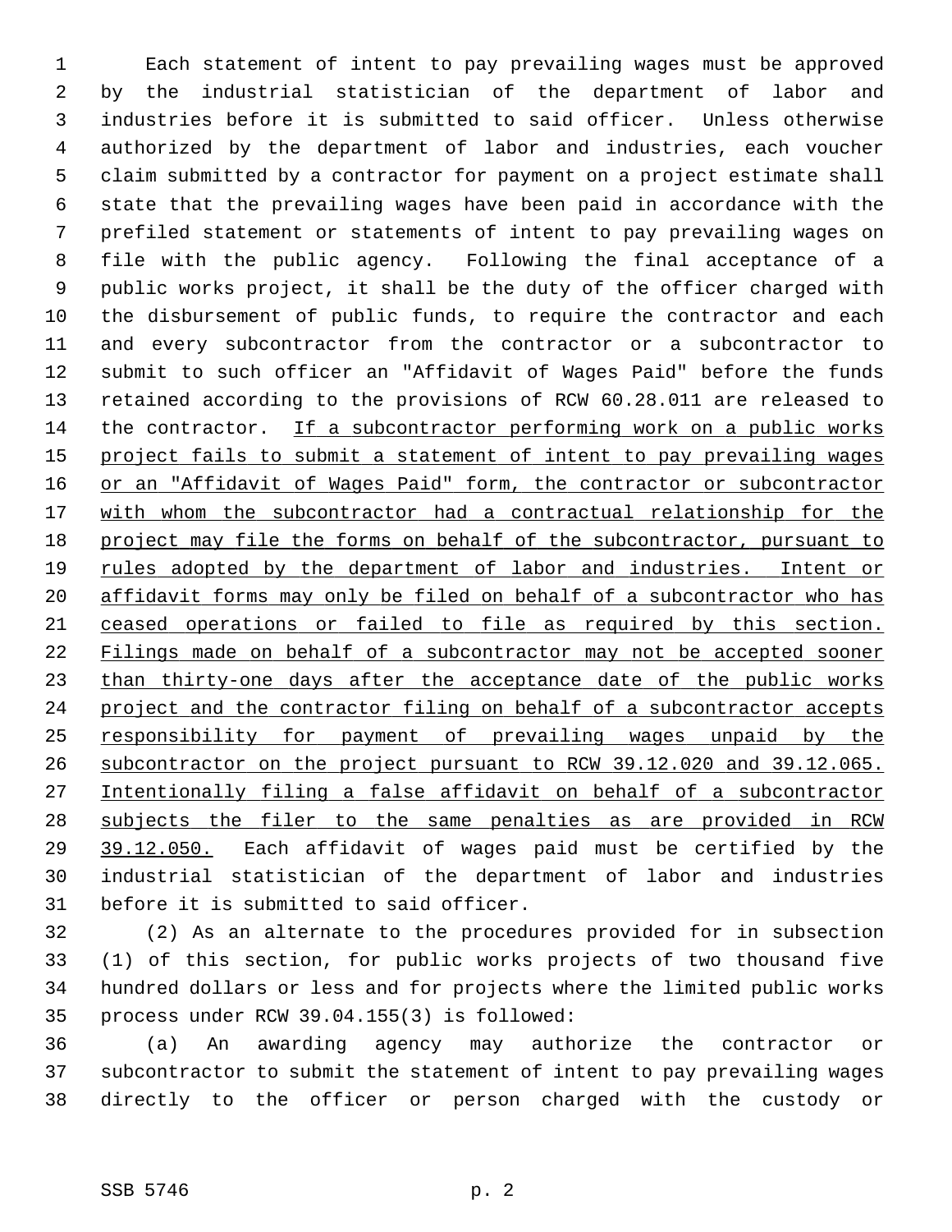Each statement of intent to pay prevailing wages must be approved by the industrial statistician of the department of labor and industries before it is submitted to said officer. Unless otherwise authorized by the department of labor and industries, each voucher claim submitted by a contractor for payment on a project estimate shall state that the prevailing wages have been paid in accordance with the prefiled statement or statements of intent to pay prevailing wages on file with the public agency. Following the final acceptance of a public works project, it shall be the duty of the officer charged with the disbursement of public funds, to require the contractor and each and every subcontractor from the contractor or a subcontractor to submit to such officer an "Affidavit of Wages Paid" before the funds retained according to the provisions of RCW 60.28.011 are released to the contractor. <u>If a subcontractor performing work on a public works project fails to submit a statement of intent to pay prevailing wages or an "Affidavit of Wages Paid" form, the contractor or subcontractor with whom the subcontractor had a contractual relationship for the project may file the forms on behalf of the subcontractor, pursuant to rules adopted by the department of labor and industries. Intent or affidavit forms may only be filed on behalf of a subcontractor who has ceased operations or failed to file as required by this section. Filings made on behalf of a subcontractor may not be accepted sooner than thirty-one days after the acceptance date of the public works project and the contractor filing on behalf of a subcontractor accepts responsibility for payment of prevailing wages unpaid by the subcontractor on the project pursuant to RCW 39.12.020 and 39.12.065. Intentionally filing a false affidavit on behalf of a subcontractor subjects the filer to the same penalties as are provided in RCW 39.12.050.</u> Each affidavit of wages paid must be certified by the industrial statistician of the department of labor and industries before it is submitted to said officer.

(2) As an alternate to the procedures provided for in subsection (1) of this section, for public works projects of two thousand five hundred dollars or less and for projects where the limited public works process under RCW 39.04.155(3) is followed:

(a) An awarding agency may authorize the contractor or subcontractor to submit the statement of intent to pay prevailing wages directly to the officer or person charged with the custody or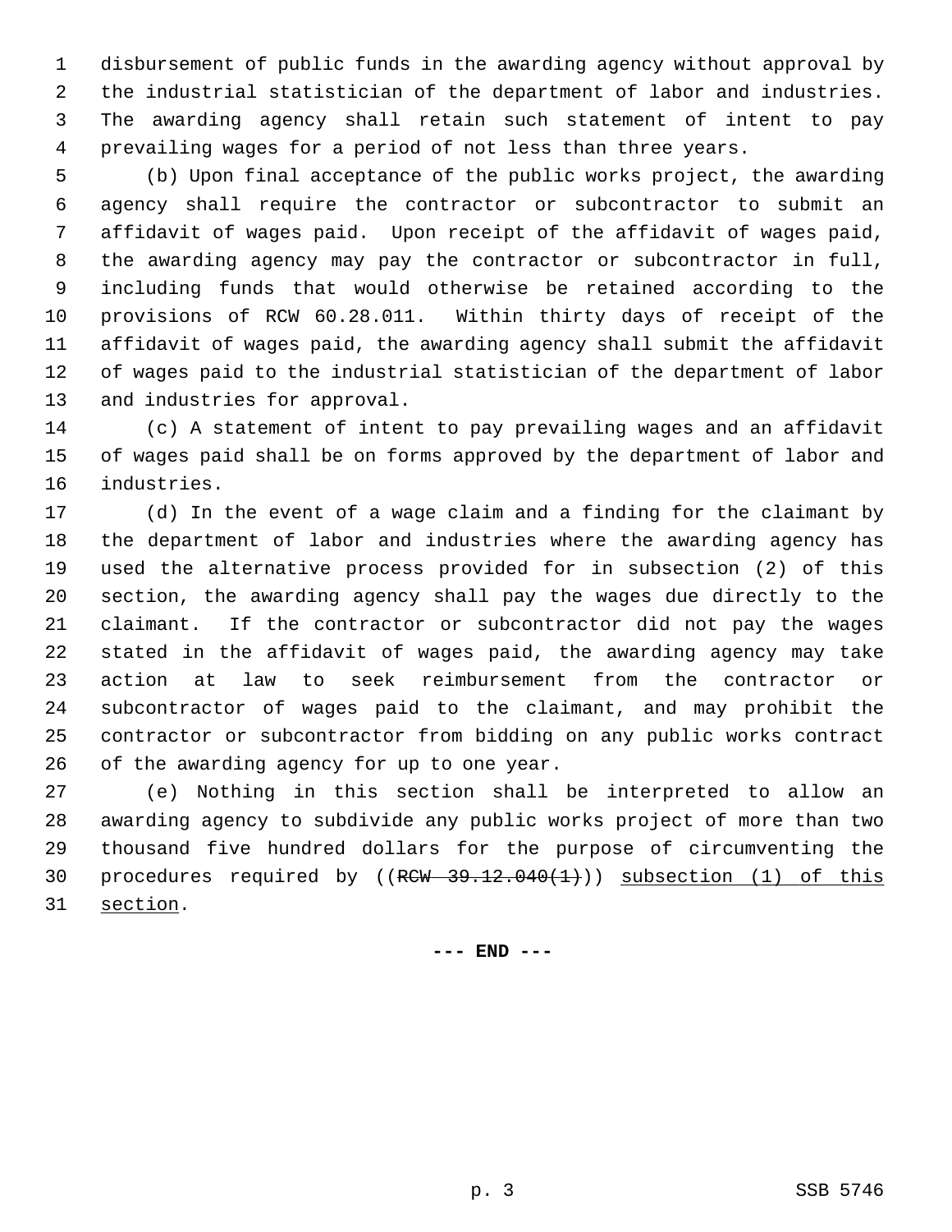disbursement of public funds in the awarding agency without approval by the industrial statistician of the department of labor and industries. The awarding agency shall retain such statement of intent to pay prevailing wages for a period of not less than three years.

(b) Upon final acceptance of the public works project, the awarding agency shall require the contractor or subcontractor to submit an affidavit of wages paid. Upon receipt of the affidavit of wages paid, the awarding agency may pay the contractor or subcontractor in full, including funds that would otherwise be retained according to the provisions of RCW 60.28.011. Within thirty days of receipt of the affidavit of wages paid, the awarding agency shall submit the affidavit of wages paid to the industrial statistician of the department of labor and industries for approval.

(c) A statement of intent to pay prevailing wages and an affidavit of wages paid shall be on forms approved by the department of labor and industries.

(d) In the event of a wage claim and a finding for the claimant by the department of labor and industries where the awarding agency has used the alternative process provided for in subsection (2) of this section, the awarding agency shall pay the wages due directly to the claimant. If the contractor or subcontractor did not pay the wages stated in the affidavit of wages paid, the awarding agency may take action at law to seek reimbursement from the contractor or subcontractor of wages paid to the claimant, and may prohibit the contractor or subcontractor from bidding on any public works contract of the awarding agency for up to one year.

(e) Nothing in this section shall be interpreted to allow an awarding agency to subdivide any public works project of more than two thousand five hundred dollars for the purpose of circumventing the procedures required by ((~~RCW 39.12.040(1)~~)) <u>subsection (1) of this section</u>.

**--- END ---**